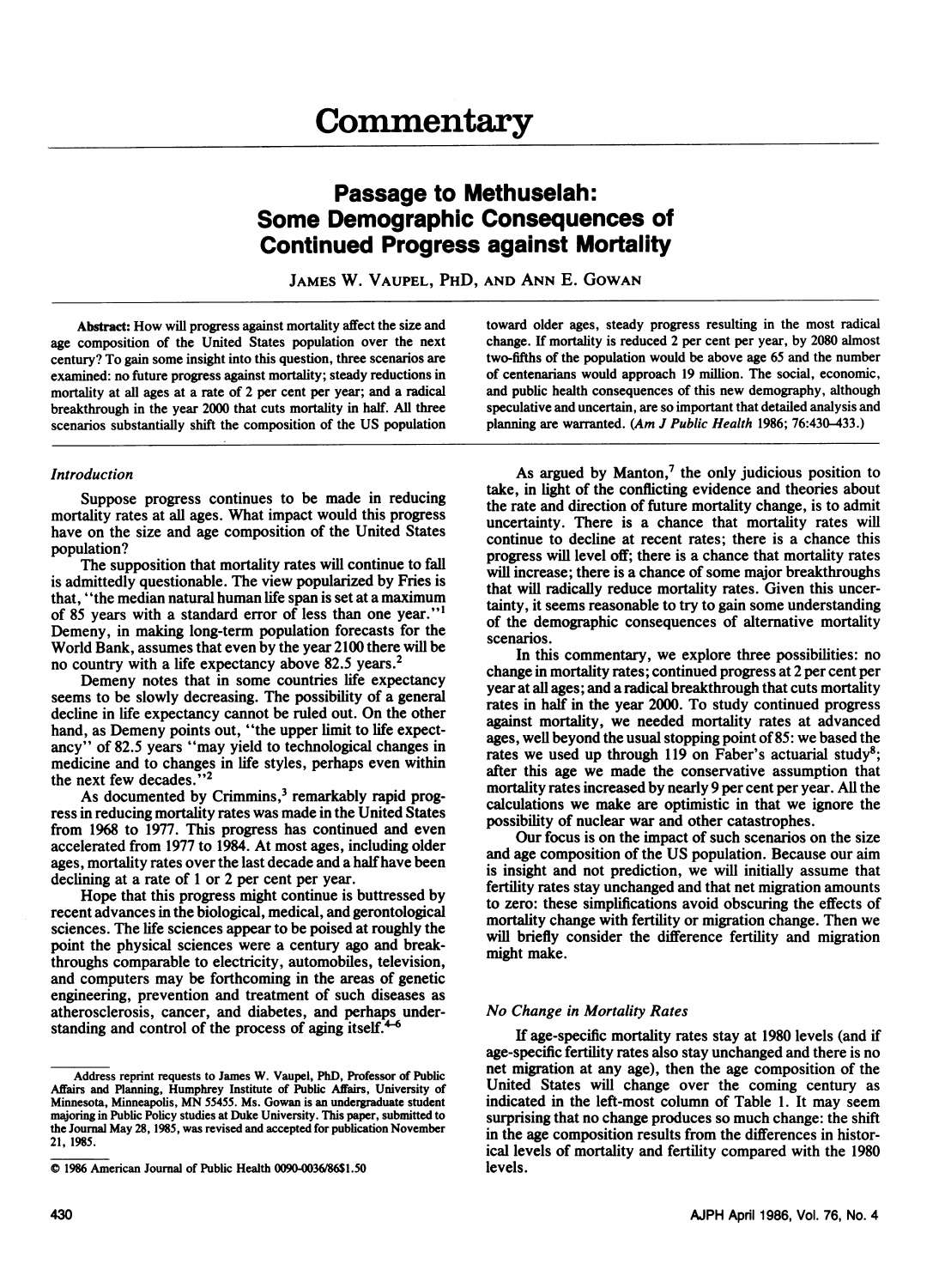# Commentary

## Passage to Methuselah: Some Demographic Consequences of Continued Progress against Mortality

JAMES W. VAUPEL, PHD, AND ANN E. GOWAN

**Abstract:** How will progress against mortality affect the size and age composition of the United States population over the next century? To gain some insight into this question, three scenarios are examined: no future progress against mortality; steady reductions in mortality at all ages at a rate of 2 per cent per year; and a radical breakthrough in the year 2000 that cuts mortality in half. All three scenarios substantially shift the composition of the US population toward older ages, steady progress resulting in the most radical change. If mortality is reduced 2 per cent per year, by 2080 almost two-fifths of the population would be above age 65 and the number of centenarians would approach 19 million. The social, economic, and public health consequences of this new demography, although speculative and uncertain, are so important that detailed analysis and planning are warranted. (*Am J Public Health* 1986; 76:430–433.)

### *Introduction*

Suppose progress continues to be made in reducing mortality rates at all ages. What impact would this progress have on the size and age composition of the United States population?

The supposition that mortality rates will continue to fall is admittedly questionable. The view popularized by Fries is that, "the median natural human life span is set at a maximum of 85 years with a standard error of less than one year."[1] Demeny, in making long-term population forecasts for the World Bank, assumes that even by the year 2100 there will be no country with a life expectancy above 82.5 years.[2]

Demeny notes that in some countries life expectancy seems to be slowly decreasing. The possibility of a general decline in life expectancy cannot be ruled out. On the other hand, as Demeny points out, "the upper limit to life expectancy" of 82.5 years "may yield to technological changes in medicine and to changes in life styles, perhaps even within the next few decades."[2]

As documented by Crimmins,[3] remarkably rapid progress in reducing mortality rates was made in the United States from 1968 to 1977. This progress has continued and even accelerated from 1977 to 1984. At most ages, including older ages, mortality rates over the last decade and a half have been declining at a rate of 1 or 2 per cent per year.

Hope that this progress might continue is buttressed by recent advances in the biological, medical, and gerontological sciences. The life sciences appear to be poised at roughly the point the physical sciences were a century ago and breakthroughs comparable to electricity, automobiles, television, and computers may be forthcoming in the areas of genetic engineering, prevention and treatment of such diseases as atherosclerosis, cancer, and diabetes, and perhaps understanding and control of the process of aging itself.[4–6]

As argued by Manton,[7] the only judicious position to take, in light of the conflicting evidence and theories about the rate and direction of future mortality change, is to admit uncertainty. There is a chance that mortality rates will continue to decline at recent rates; there is a chance this progress will level off; there is a chance that mortality rates will increase; there is a chance of some major breakthroughs that will radically reduce mortality rates. Given this uncertainty, it seems reasonable to try to gain some understanding of the demographic consequences of alternative mortality scenarios.

In this commentary, we explore three possibilities: no change in mortality rates; continued progress at 2 per cent per year at all ages; and a radical breakthrough that cuts mortality rates in half in the year 2000. To study continued progress against mortality, we needed mortality rates at advanced ages, well beyond the usual stopping point of 85: we based the rates we used up through 119 on Faber's actuarial study[8]; after this age we made the conservative assumption that mortality rates increased by nearly 9 per cent per year. All the calculations we make are optimistic in that we ignore the possibility of nuclear war and other catastrophes.

Our focus is on the impact of such scenarios on the size and age composition of the US population. Because our aim is insight and not prediction, we will initially assume that fertility rates stay unchanged and that net migration amounts to zero: these simplifications avoid obscuring the effects of mortality change with fertility or migration change. Then we will briefly consider the difference fertility and migration might make.

### *No Change in Mortality Rates*

If age-specific mortality rates stay at 1980 levels (and if age-specific fertility rates also stay unchanged and there is no net migration at any age), then the age composition of the United States will change over the coming century as indicated in the left-most column of Table 1. It may seem surprising that no change produces so much change: the shift in the age composition results from the differences in historical levels of mortality and fertility compared with the 1980 levels.

---

Address reprint requests to James W. Vaupel, PhD, Professor of Public Affairs and Planning, Humphrey Institute of Public Affairs, University of Minnesota, Minneapolis, MN 55455. Ms. Gowan is an undergraduate student majoring in Public Policy studies at Duke University. This paper, submitted to the Journal May 28, 1985, was revised and accepted for publication November 21, 1985.

© 1986 American Journal of Public Health 0090-0036/86$1.50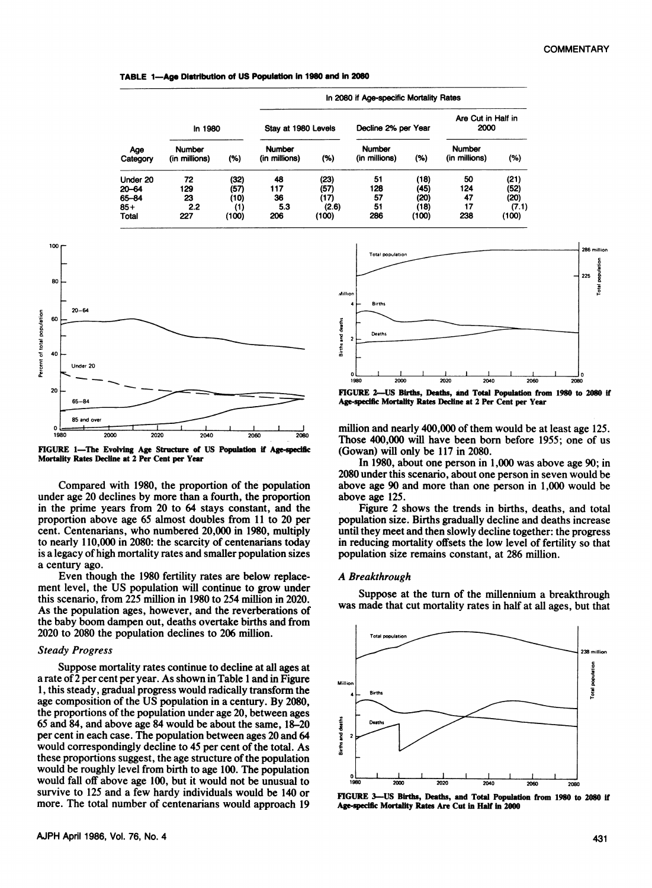TABLE 1—Age Distribution of US Population in 1980 and in 2080

| | In 1980 | | In 2080 if Age-specific Mortality Rates | | | | | |
|---|---|---|---|---|---|---|---|---|
| | | | Stay at 1980 Levels | | Decline 2% per Year | | Are Cut in Half in 2000 | |
| Age Category | Number (in millions) | (%) | Number (in millions) | (%) | Number (in millions) | (%) | Number (in millions) | (%) |
| Under 20 | 72 | (32) | 48 | (23) | 51 | (18) | 50 | (21) |
| 20–64 | 129 | (57) | 117 | (57) | 128 | (45) | 124 | (52) |
| 65–84 | 23 | (10) | 36 | (17) | 57 | (20) | 47 | (20) |
| 85+ | 2.2 | (1) | 5.3 | (2.6) | 51 | (18) | 17 | (7.1) |
| Total | 227 | (100) | 206 | (100) | 286 | (100) | 238 | (100) |

FIGURE 1—The Evolving Age Structure of US Population if Age-specific Mortality Rates Decline at 2 Per Cent per Year

Compared with 1980, the proportion of the population under age 20 declines by more than a fourth, the proportion in the prime years from 20 to 64 stays constant, and the proportion above age 65 almost doubles from 11 to 20 per cent. Centenarians, who numbered 20,000 in 1980, multiply to nearly 110,000 in 2080: the scarcity of centenarians today is a legacy of high mortality rates and smaller population sizes a century ago.

Even though the 1980 fertility rates are below replacement level, the US population will continue to grow under this scenario, from 225 million in 1980 to 254 million in 2020. As the population ages, however, and the reverberations of the baby boom dampen out, deaths overtake births and from 2020 to 2080 the population declines to 206 million.

### *Steady Progress*

Suppose mortality rates continue to decline at all ages at a rate of 2 per cent per year. As shown in Table 1 and in Figure 1, this steady, gradual progress would radically transform the age composition of the US population in a century. By 2080, the proportions of the population under age 20, between ages 65 and 84, and above age 84 would be about the same, 18–20 per cent in each case. The population between ages 20 and 64 would correspondingly decline to 45 per cent of the total. As these proportions suggest, the age structure of the population would be roughly level from birth to age 100. The population would fall off above age 100, but it would not be unusual to survive to 125 and a few hardy individuals would be 140 or more. The total number of centenarians would approach 19 million and nearly 400,000 of them would be at least age 125. Those 400,000 will have been born before 1955; one of us (Gowan) will only be 117 in 2080.

In 1980, about one person in 1,000 was above age 90; in 2080 under this scenario, about one person in seven would be above age 90 and more than one person in 1,000 would be above age 125.

Figure 2 shows the trends in births, deaths, and total population size. Births gradually decline and deaths increase until they meet and then slowly decline together: the progress in reducing mortality offsets the low level of fertility so that population size remains constant, at 286 million.

FIGURE 2—US Births, Deaths, and Total Population from 1980 to 2080 if Age-specific Mortality Rates Decline at 2 Per Cent per Year

### *A Breakthrough*

Suppose at the turn of the millennium a breakthrough was made that cut mortality rates in half at all ages, but that

FIGURE 3—US Births, Deaths, and Total Population from 1980 to 2080 if Age-specific Mortality Rates Are Cut in Half in 2000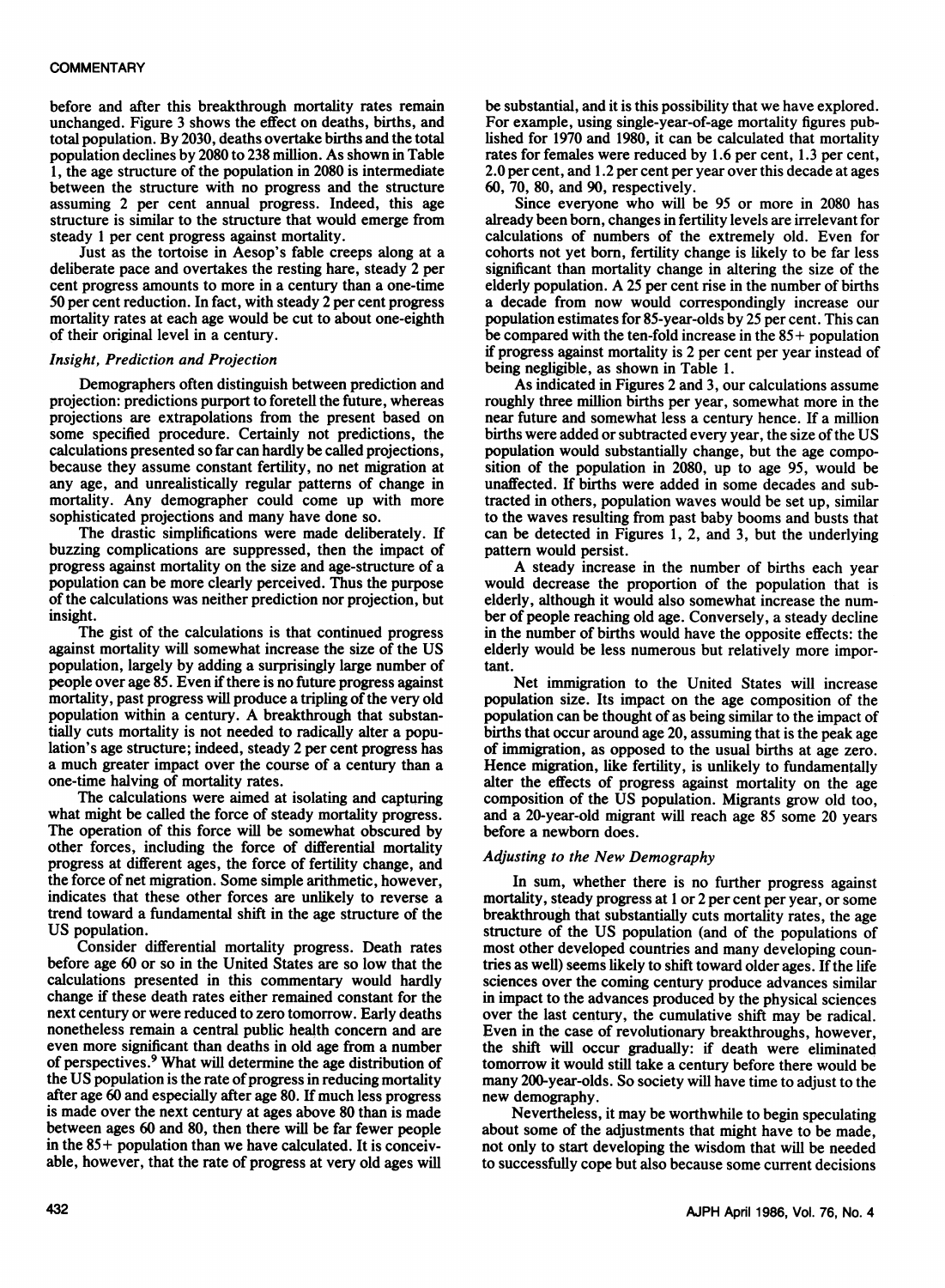before and after this breakthrough mortality rates remain unchanged. Figure 3 shows the effect on deaths, births, and total population. By 2030, deaths overtake births and the total population declines by 2080 to 238 million. As shown in Table 1, the age structure of the population in 2080 is intermediate between the structure with no progress and the structure assuming 2 per cent annual progress. Indeed, this age structure is similar to the structure that would emerge from steady 1 per cent progress against mortality.

Just as the tortoise in Aesop's fable creeps along at a deliberate pace and overtakes the resting hare, steady 2 per cent progress amounts to more in a century than a one-time 50 per cent reduction. In fact, with steady 2 per cent progress mortality rates at each age would be cut to about one-eighth of their original level in a century.

### *Insight, Prediction and Projection*

Demographers often distinguish between prediction and projection: predictions purport to foretell the future, whereas projections are extrapolations from the present based on some specified procedure. Certainly not predictions, the calculations presented so far can hardly be called projections, because they assume constant fertility, no net migration at any age, and unrealistically regular patterns of change in mortality. Any demographer could come up with more sophisticated projections and many have done so.

The drastic simplifications were made deliberately. If buzzing complications are suppressed, then the impact of progress against mortality on the size and age-structure of a population can be more clearly perceived. Thus the purpose of the calculations was neither prediction nor projection, but insight.

The gist of the calculations is that continued progress against mortality will somewhat increase the size of the US population, largely by adding a surprisingly large number of people over age 85. Even if there is no future progress against mortality, past progress will produce a tripling of the very old population within a century. A breakthrough that substantially cuts mortality is not needed to radically alter a population's age structure; indeed, steady 2 per cent progress has a much greater impact over the course of a century than a one-time halving of mortality rates.

The calculations were aimed at isolating and capturing what might be called the force of steady mortality progress. The operation of this force will be somewhat obscured by other forces, including the force of differential mortality progress at different ages, the force of fertility change, and the force of net migration. Some simple arithmetic, however, indicates that these other forces are unlikely to reverse a trend toward a fundamental shift in the age structure of the US population.

Consider differential mortality progress. Death rates before age 60 or so in the United States are so low that the calculations presented in this commentary would hardly change if these death rates either remained constant for the next century or were reduced to zero tomorrow. Early deaths nonetheless remain a central public health concern and are even more significant than deaths in old age from a number of perspectives.[9] What will determine the age distribution of the US population is the rate of progress in reducing mortality after age 60 and especially after age 80. If much less progress is made over the next century at ages above 80 than is made between ages 60 and 80, then there will be far fewer people in the 85+ population than we have calculated. It is conceivable, however, that the rate of progress at very old ages will be substantial, and it is this possibility that we have explored. For example, using single-year-of-age mortality figures published for 1970 and 1980, it can be calculated that mortality rates for females were reduced by 1.6 per cent, 1.3 per cent, 2.0 per cent, and 1.2 per cent per year over this decade at ages 60, 70, 80, and 90, respectively.

Since everyone who will be 95 or more in 2080 has already been born, changes in fertility levels are irrelevant for calculations of numbers of the extremely old. Even for cohorts not yet born, fertility change is likely to be far less significant than mortality change in altering the size of the elderly population. A 25 per cent rise in the number of births a decade from now would correspondingly increase our population estimates for 85-year-olds by 25 per cent. This can be compared with the ten-fold increase in the 85+ population if progress against mortality is 2 per cent per year instead of being negligible, as shown in Table 1.

As indicated in Figures 2 and 3, our calculations assume roughly three million births per year, somewhat more in the near future and somewhat less a century hence. If a million births were added or subtracted every year, the size of the US population would substantially change, but the age composition of the population in 2080, up to age 95, would be unaffected. If births were added in some decades and subtracted in others, population waves would be set up, similar to the waves resulting from past baby booms and busts that can be detected in Figures 1, 2, and 3, but the underlying pattern would persist.

A steady increase in the number of births each year would decrease the proportion of the population that is elderly, although it would also somewhat increase the number of people reaching old age. Conversely, a steady decline in the number of births would have the opposite effects: the elderly would be less numerous but relatively more important.

Net immigration to the United States will increase population size. Its impact on the age composition of the population can be thought of as being similar to the impact of births that occur around age 20, assuming that is the peak age of immigration, as opposed to the usual births at age zero. Hence migration, like fertility, is unlikely to fundamentally alter the effects of progress against mortality on the age composition of the US population. Migrants grow old too, and a 20-year-old migrant will reach age 85 some 20 years before a newborn does.

### *Adjusting to the New Demography*

In sum, whether there is no further progress against mortality, steady progress at 1 or 2 per cent per year, or some breakthrough that substantially cuts mortality rates, the age structure of the US population (and of the populations of most other developed countries and many developing countries as well) seems likely to shift toward older ages. If the life sciences over the coming century produce advances similar in impact to the advances produced by the physical sciences over the last century, the cumulative shift may be radical. Even in the case of revolutionary breakthroughs, however, the shift will occur gradually: if death were eliminated tomorrow it would still take a century before there would be many 200-year-olds. So society will have time to adjust to the new demography.

Nevertheless, it may be worthwhile to begin speculating about some of the adjustments that might have to be made, not only to start developing the wisdom that will be needed to successfully cope but also because some current decisions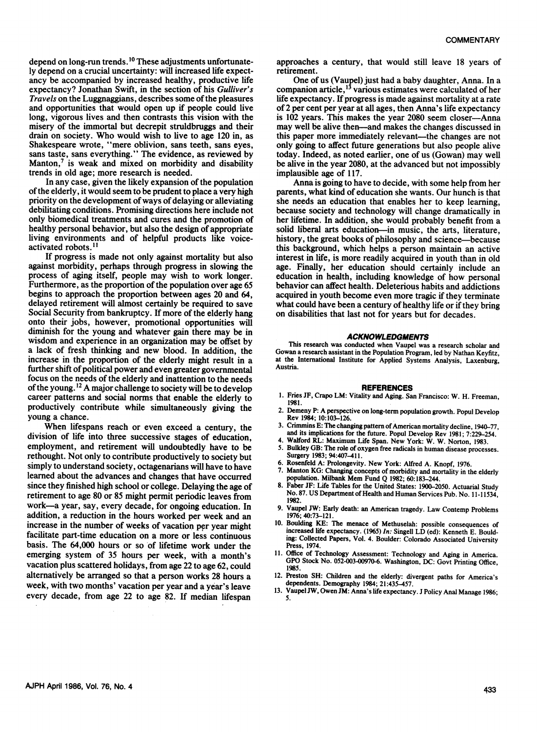depend on long-run trends.[10] These adjustments unfortunately depend on a crucial uncertainty: will increased life expectancy be accompanied by increased healthy, productive life expectancy? Jonathan Swift, in the section of his *Gulliver's Travels* on the Luggnaggians, describes some of the pleasures and opportunities that would open up if people could live long, vigorous lives and then contrasts this vision with the misery of the immortal but decrepit struldbruggs and their drain on society. Who would wish to live to age 120 in, as Shakespeare wrote, "mere oblivion, sans teeth, sans eyes, sans taste, sans everything." The evidence, as reviewed by Manton,[7] is weak and mixed on morbidity and disability trends in old age; more research is needed.

In any case, given the likely expansion of the population of the elderly, it would seem to be prudent to place a very high priority on the development of ways of delaying or alleviating debilitating conditions. Promising directions here include not only biomedical treatments and cures and the promotion of healthy personal behavior, but also the design of appropriate living environments and of helpful products like voice-activated robots.[11]

If progress is made not only against mortality but also against morbidity, perhaps through progress in slowing the process of aging itself, people may wish to work longer. Furthermore, as the proportion of the population over age 65 begins to approach the proportion between ages 20 and 64, delayed retirement will almost certainly be required to save Social Security from bankruptcy. If more of the elderly hang onto their jobs, however, promotional opportunities will diminish for the young and whatever gain there may be in wisdom and experience in an organization may be offset by a lack of fresh thinking and new blood. In addition, the increase in the proportion of the elderly might result in a further shift of political power and even greater governmental focus on the needs of the elderly and inattention to the needs of the young.[12] A major challenge to society will be to develop career patterns and social norms that enable the elderly to productively contribute while simultaneously giving the young a chance.

When lifespans reach or even exceed a century, the division of life into three successive stages of education, employment, and retirement will undoubtedly have to be rethought. Not only to contribute productively to society but simply to understand society, octagenarians will have to have learned about the advances and changes that have occurred since they finished high school or college. Delaying the age of retirement to age 80 or 85 might permit periodic leaves from work—a year, say, every decade, for ongoing education. In addition, a reduction in the hours worked per week and an increase in the number of weeks of vacation per year might facilitate part-time education on a more or less continuous basis. The 64,000 hours or so of lifetime work under the emerging system of 35 hours per week, with a month's vacation plus scattered holidays, from age 22 to age 62, could alternatively be arranged so that a person works 28 hours a week, with two months' vacation per year and a year's leave every decade, from age 22 to age 82. If median lifespan approaches a century, that would still leave 18 years of retirement.

One of us (Vaupel) just had a baby daughter, Anna. In a companion article,[13] various estimates were calculated of her life expectancy. If progress is made against mortality at a rate of 2 per cent per year at all ages, then Anna's life expectancy is 102 years. This makes the year 2080 seem closer—Anna may well be alive then—and makes the changes discussed in this paper more immediately relevant—the changes are not only going to affect future generations but also people alive today. Indeed, as noted earlier, one of us (Gowan) may well be alive in the year 2080, at the advanced but not impossibly implausible age of 117.

Anna is going to have to decide, with some help from her parents, what kind of education she wants. Our hunch is that she needs an education that enables her to keep learning, because society and technology will change dramatically in her lifetime. In addition, she would probably benefit from a solid liberal arts education—in music, the arts, literature, history, the great books of philosophy and science—because this background, which helps a person maintain an active interest in life, is more readily acquired in youth than in old age. Finally, her education should certainly include an education in health, including knowledge of how personal behavior can affect health. Deleterious habits and addictions acquired in youth become even more tragic if they terminate what could have been a century of healthy life or if they bring on disabilities that last not for years but for decades.

### ACKNOWLEDGMENTS

This research was conducted when Vaupel was a research scholar and Gowan a research assistant in the Population Program, led by Nathan Keyfitz, at the International Institute for Applied Systems Analysis, Laxenburg, Austria.

### REFERENCES

1. Fries JF, Crapo LM: Vitality and Aging. San Francisco: W. H. Freeman, 1981.
2. Demeny P: A perspective on long-term population growth. Popul Develop Rev 1984; 10:103–126.
3. Crimmins E: The changing pattern of American mortality decline, 1940–77, and its implications for the future. Popul Develop Rev 1981; 7:229–254.
4. Walford RL: Maximum Life Span. New York: W. W. Norton, 1983.
5. Bulkley GB: The role of oxygen free radicals in human disease processes. Surgery 1983; 94:407–411.
6. Rosenfeld A: Prolongevity. New York: Alfred A. Knopf, 1976.
7. Manton KG: Changing concepts of morbidity and mortality in the elderly population. Milbank Mem Fund Q 1982; 60:183–244.
8. Faber JF: Life Tables for the United States: 1900–2050. Actuarial Study No. 87. US Department of Health and Human Services Pub. No. 11-11534, 1982.
9. Vaupel JW: Early death: an American tragedy. Law Contemp Problems 1976; 40:73–121.
10. Boulding KE: The menace of Methuselah: possible consequences of increased life expectancy. (1965) *In:* Singell LD (ed): Kenneth E. Boulding: Collected Papers, Vol. 4. Boulder: Colorado Associated University Press, 1974.
11. Office of Technology Assessment: Technology and Aging in America. GPO Stock No. 052-003-00970-6. Washington, DC: Govt Printing Office, 1985.
12. Preston SH: Children and the elderly: divergent paths for America's dependents. Demography 1984; 21:435–457.
13. Vaupel JW, Owen JM: Anna's life expectancy. J Policy Anal Manage 1986; 5.